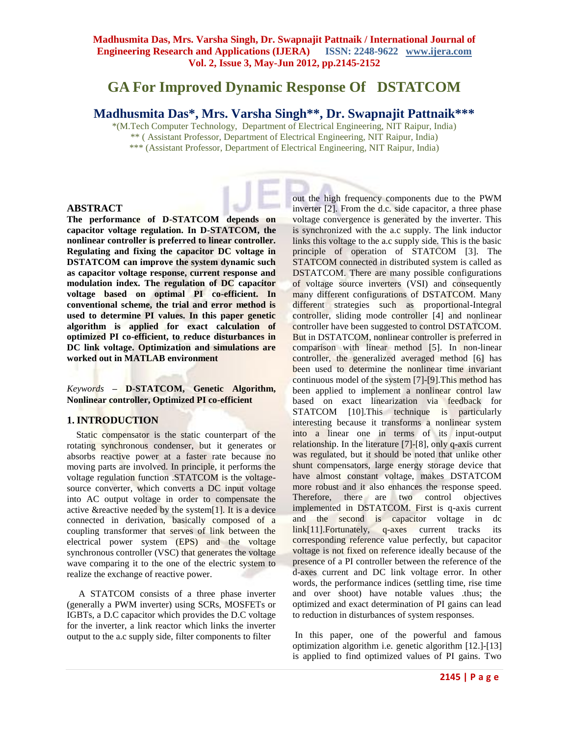# GA For Improved Dynamic Response Of DSTATCOM

## Madhusmita Das*, Mrs. Varsha Singh**, Dr. Swapnajit Pattnaik***

*(M.Tech Computer Technology, Department of Electrical Engineering, NIT Raipur, India)
** ( Assistant Professor, Department of Electrical Engineering, NIT Raipur, India)
*** (Assistant Professor, Department of Electrical Engineering, NIT Raipur, India)

## ABSTRACT

**The performance of D-STATCOM depends on capacitor voltage regulation. In D-STATCOM, the nonlinear controller is preferred to linear controller. Regulating and fixing the capacitor DC voltage in DSTATCOM can improve the system dynamic such as capacitor voltage response, current response and modulation index. The regulation of DC capacitor voltage based on optimal PI co-efficient. In conventional scheme, the trial and error method is used to determine PI values. In this paper genetic algorithm is applied for exact calculation of optimized PI co-efficient, to reduce disturbances in DC link voltage. Optimization and simulations are worked out in MATLAB environment**

*Keywords* – **D-STATCOM, Genetic Algorithm, Nonlinear controller, Optimized PI co-efficient**

## 1. INTRODUCTION

Static compensator is the static counterpart of the rotating synchronous condenser, but it generates or absorbs reactive power at a faster rate because no moving parts are involved. In principle, it performs the voltage regulation function .STATCOM is the voltage-source converter, which converts a DC input voltage into AC output voltage in order to compensate the active &reactive needed by the system[1]. It is a device connected in derivation, basically composed of a coupling transformer that serves of link between the electrical power system (EPS) and the voltage synchronous controller (VSC) that generates the voltage wave comparing it to the one of the electric system to realize the exchange of reactive power.

A STATCOM consists of a three phase inverter (generally a PWM inverter) using SCRs, MOSFETs or IGBTs, a D.C capacitor which provides the D.C voltage for the inverter, a link reactor which links the inverter output to the a.c supply side, filter components to filter out the high frequency components due to the PWM inverter [2]. From the d.c. side capacitor, a three phase voltage convergence is generated by the inverter. This is synchronized with the a.c supply. The link inductor links this voltage to the a.c supply side. This is the basic principle of operation of STATCOM [3]. The STATCOM connected in distributed system is called as DSTATCOM. There are many possible configurations of voltage source inverters (VSI) and consequently many different configurations of DSTATCOM. Many different strategies such as proportional-Integral controller, sliding mode controller [4] and nonlinear controller have been suggested to control DSTATCOM. But in DSTATCOM, nonlinear controller is preferred in comparison with linear method [5]. In non-linear controller, the generalized averaged method [6] has been used to determine the nonlinear time invariant continuous model of the system [7]-[9].This method has been applied to implement a nonlinear control law based on exact linearization via feedback for STATCOM [10].This technique is particularly interesting because it transforms a nonlinear system into a linear one in terms of its input-output relationship. In the literature [7]-[8], only q-axis current was regulated, but it should be noted that unlike other shunt compensators, large energy storage device that have almost constant voltage, makes DSTATCOM more robust and it also enhances the response speed. Therefore, there are two control objectives implemented in DSTATCOM. First is q-axis current and the second is capacitor voltage in dc link[11].Fortunately, q-axes current tracks its corresponding reference value perfectly, but capacitor voltage is not fixed on reference ideally because of the presence of a PI controller between the reference of the d-axes current and DC link voltage error. In other words, the performance indices (settling time, rise time and over shoot) have notable values .thus; the optimized and exact determination of PI gains can lead to reduction in disturbances of system responses.

In this paper, one of the powerful and famous optimization algorithm i.e. genetic algorithm [12.]-[13] is applied to find optimized values of PI gains. Two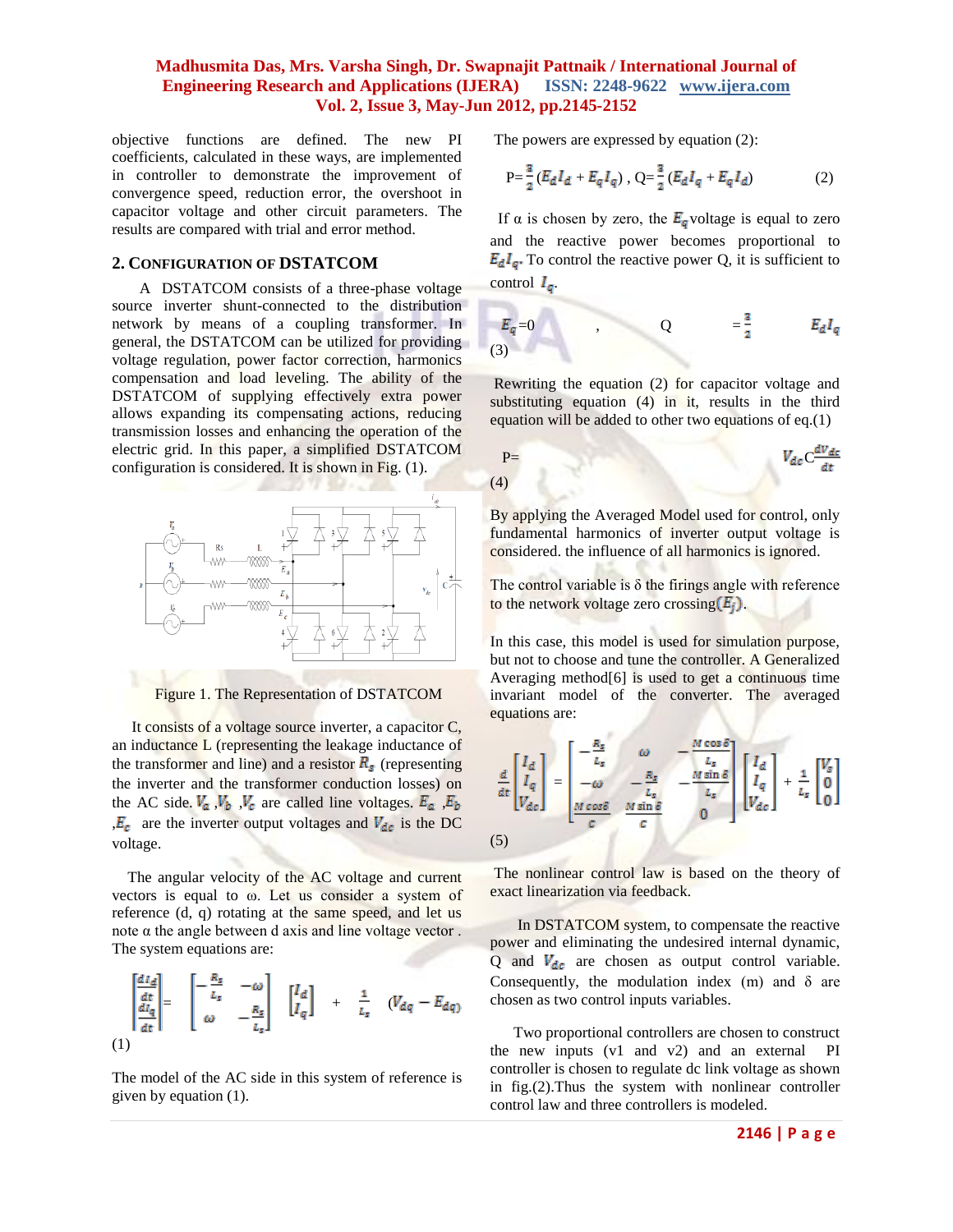objective functions are defined. The new PI coefficients, calculated in these ways, are implemented in controller to demonstrate the improvement of convergence speed, reduction error, the overshoot in capacitor voltage and other circuit parameters. The results are compared with trial and error method.

## 2. Configuration of DSTATCOM

A DSTATCOM consists of a three-phase voltage source inverter shunt-connected to the distribution network by means of a coupling transformer. In general, the DSTATCOM can be utilized for providing voltage regulation, power factor correction, harmonics compensation and load leveling. The ability of the DSTATCOM of supplying effectively extra power allows expanding its compensating actions, reducing transmission losses and enhancing the operation of the electric grid. In this paper, a simplified DSTATCOM configuration is considered. It is shown in Fig. (1).

Figure 1. The Representation of DSTATCOM

It consists of a voltage source inverter, a capacitor C, an inductance L (representing the leakage inductance of the transformer and line) and a resistor $R_s$ (representing the inverter and the transformer conduction losses) on the AC side. $V_a$ ,$V_b$ ,$V_c$ are called line voltages. $E_a$ ,$E_b$ ,$E_c$ are the inverter output voltages and $V_{dc}$ is the DC voltage.

The angular velocity of the AC voltage and current vectors is equal to ω. Let us consider a system of reference (d, q) rotating at the same speed, and let us note α the angle between d axis and line voltage vector . The system equations are:

$$\begin{bmatrix} \frac{dI_d}{dt} \\ \frac{dI_q}{dt} \end{bmatrix} = \begin{bmatrix} -\frac{R_s}{L_s} & -\omega \\ \omega & -\frac{R_s}{L_s} \end{bmatrix} \begin{bmatrix} I_d \\ I_q \end{bmatrix} + \frac{1}{L_s}(V_{dq} - E_{dq}) \tag{1}$$

The model of the AC side in this system of reference is given by equation (1).

The powers are expressed by equation (2):

$$P = \frac{3}{2}(E_d I_d + E_q I_q) \text{ , } Q = \frac{3}{2}(E_d I_q + E_q I_d) \tag{2}$$

If α is chosen by zero, the $E_q$ voltage is equal to zero and the reactive power becomes proportional to $E_d I_q$. To control the reactive power Q, it is sufficient to control $I_q$.

$$E_q = 0 \quad , \quad Q = \frac{3}{2} E_d I_q \tag{3}$$

Rewriting the equation (2) for capacitor voltage and substituting equation (4) in it, results in the third equation will be added to other two equations of eq.(1)

$$P = V_{dc} C \frac{dV_{dc}}{dt} \tag{4}$$

By applying the Averaged Model used for control, only fundamental harmonics of inverter output voltage is considered. the influence of all harmonics is ignored.

The control variable is δ the firings angle with reference to the network voltage zero crossing$(E_j)$.

In this case, this model is used for simulation purpose, but not to choose and tune the controller. A Generalized Averaging method[6] is used to get a continuous time invariant model of the converter. The averaged equations are:

$$\frac{d}{dt}\begin{bmatrix} I_d \\ I_q \\ V_{dc} \end{bmatrix} = \begin{bmatrix} -\frac{R_s}{L_s} & \omega & -\frac{M\cos\delta}{L_s} \\ -\omega & -\frac{R_s}{L_s} & -\frac{M\sin\delta}{L_s} \\ \frac{M\cos\delta}{C} & \frac{M\sin\delta}{C} & 0 \end{bmatrix} \begin{bmatrix} I_d \\ I_q \\ V_{dc} \end{bmatrix} + \frac{1}{L_s}\begin{bmatrix} V_s \\ 0 \\ 0 \end{bmatrix} \tag{5}$$

The nonlinear control law is based on the theory of exact linearization via feedback.

In DSTATCOM system, to compensate the reactive power and eliminating the undesired internal dynamic, Q and $V_{dc}$ are chosen as output control variable. Consequently, the modulation index (m) and δ are chosen as two control inputs variables.

Two proportional controllers are chosen to construct the new inputs (v1 and v2) and an external PI controller is chosen to regulate dc link voltage as shown in fig.(2).Thus the system with nonlinear controller control law and three controllers is modeled.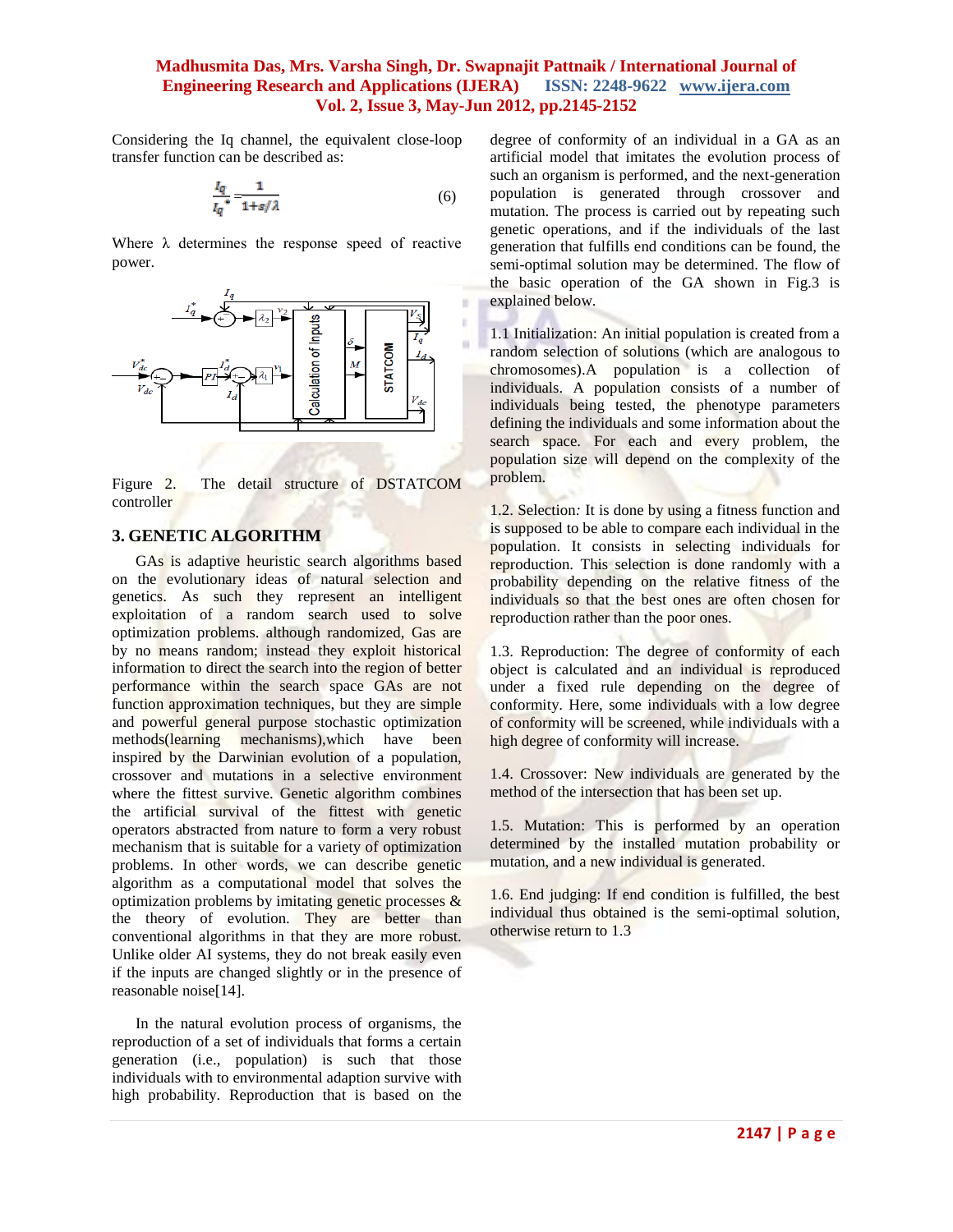Considering the Iq channel, the equivalent close-loop transfer function can be described as:

$$\frac{I_q}{I_q^*} = \frac{1}{1+s/\lambda} \quad (6)$$

Where λ determines the response speed of reactive power.

Figure 2. The detail structure of DSTATCOM controller

## 3. GENETIC ALGORITHM

GAs is adaptive heuristic search algorithms based on the evolutionary ideas of natural selection and genetics. As such they represent an intelligent exploitation of a random search used to solve optimization problems. although randomized, Gas are by no means random; instead they exploit historical information to direct the search into the region of better performance within the search space GAs are not function approximation techniques, but they are simple and powerful general purpose stochastic optimization methods(learning mechanisms),which have been inspired by the Darwinian evolution of a population, crossover and mutations in a selective environment where the fittest survive. Genetic algorithm combines the artificial survival of the fittest with genetic operators abstracted from nature to form a very robust mechanism that is suitable for a variety of optimization problems. In other words, we can describe genetic algorithm as a computational model that solves the optimization problems by imitating genetic processes & the theory of evolution. They are better than conventional algorithms in that they are more robust. Unlike older AI systems, they do not break easily even if the inputs are changed slightly or in the presence of reasonable noise[14].

In the natural evolution process of organisms, the reproduction of a set of individuals that forms a certain generation (i.e., population) is such that those individuals with to environmental adaption survive with high probability. Reproduction that is based on the degree of conformity of an individual in a GA as an artificial model that imitates the evolution process of such an organism is performed, and the next-generation population is generated through crossover and mutation. The process is carried out by repeating such genetic operations, and if the individuals of the last generation that fulfills end conditions can be found, the semi-optimal solution may be determined. The flow of the basic operation of the GA shown in Fig.3 is explained below.

1.1 Initialization: An initial population is created from a random selection of solutions (which are analogous to chromosomes).A population is a collection of individuals. A population consists of a number of individuals being tested, the phenotype parameters defining the individuals and some information about the search space. For each and every problem, the population size will depend on the complexity of the problem.

1.2. Selection*:* It is done by using a fitness function and is supposed to be able to compare each individual in the population. It consists in selecting individuals for reproduction. This selection is done randomly with a probability depending on the relative fitness of the individuals so that the best ones are often chosen for reproduction rather than the poor ones.

1.3. Reproduction: The degree of conformity of each object is calculated and an individual is reproduced under a fixed rule depending on the degree of conformity. Here, some individuals with a low degree of conformity will be screened, while individuals with a high degree of conformity will increase.

1.4. Crossover: New individuals are generated by the method of the intersection that has been set up.

1.5. Mutation: This is performed by an operation determined by the installed mutation probability or mutation, and a new individual is generated.

1.6. End judging: If end condition is fulfilled, the best individual thus obtained is the semi-optimal solution, otherwise return to 1.3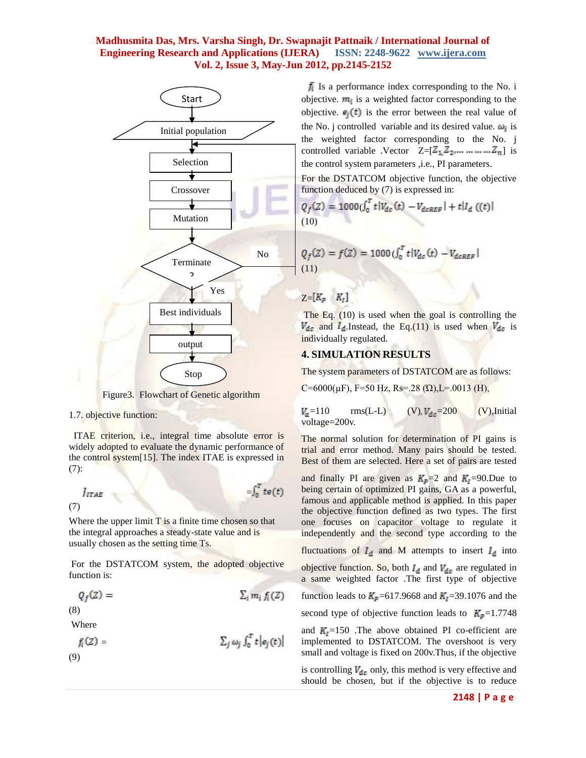Figure3. Flowchart of Genetic algorithm

1.7. objective function:

ITAE criterion, i.e., integral time absolute error is widely adopted to evaluate the dynamic performance of the control system[15]. The index ITAE is expressed in (7):

$$J_{ITAE} = \int_0^T te(t) \quad (7)$$

Where the upper limit T is a finite time chosen so that the integral approaches a steady-state value and is usually chosen as the setting time Ts.

For the DSTATCOM system, the adopted objective function is:

$$Q_f(Z) = \sum_i m_i f_i(Z) \quad (8)$$

Where

$$f_i(Z) = \sum_j \omega_j \int_0^T t|e_j(t)| \quad (9)$$

$f_i$ Is a performance index corresponding to the No. i objective. $m_i$ is a weighted factor corresponding to the objective. $e_j(t)$ is the error between the real value of the No. j controlled variable and its desired value. $\omega_i$ is the weighted factor corresponding to the No. j controlled variable .Vector Z=[$Z_1, Z_2, \ldots \ldots \ldots Z_n$] is the control system parameters ,i.e., PI parameters.

For the DSTATCOM objective function, the objective function deduced by (7) is expressed in:

$$Q_f(Z) = 1000(\int_0^T t|V_{dc}(t) - V_{dcREF}| + t|I_d((t)| \quad (10)$$

$$Q_f(Z) = f(Z) = 1000(\int_0^T t|V_{dc}(t) - V_{dcREF}| \quad (11)$$

Z=[$K_p \quad K_I$]

The Eq. (10) is used when the goal is controlling the $V_{dc}$ and $I_d$.Instead, the Eq.(11) is used when $V_{dc}$ is individually regulated.

## 4. SIMULATION RESULTS

The system parameters of DSTATCOM are as follows:

C=6000(μF), F=50 Hz, Rs=.28 (Ω),L=.0013 (H),

$V_s$=110 rms(L-L) (V), $V_{dc}$=200 (V),Initial voltage=200v.

The normal solution for determination of PI gains is trial and error method. Many pairs should be tested. Best of them are selected. Here a set of pairs are tested and finally PI are given as $K_p$=2 and $K_I$=90.Due to being certain of optimized PI gains, GA as a powerful, famous and applicable method is applied. In this paper the objective function defined as two types. The first one focuses on capacitor voltage to regulate it independently and the second type according to the fluctuations of $I_d$ and M attempts to insert $I_d$ into objective function. So, both $I_d$ and $V_{dc}$ are regulated in a same weighted factor .The first type of objective function leads to $K_p$=617.9668 and $K_I$=39.1076 and the second type of objective function leads to $K_p$=1.7748 and $K_I$=150 .The above obtained PI co-efficient are implemented to DSTATCOM. The overshoot is very small and voltage is fixed on 200v.Thus, if the objective is controlling $V_{dc}$ only, this method is very effective and should be chosen, but if the objective is to reduce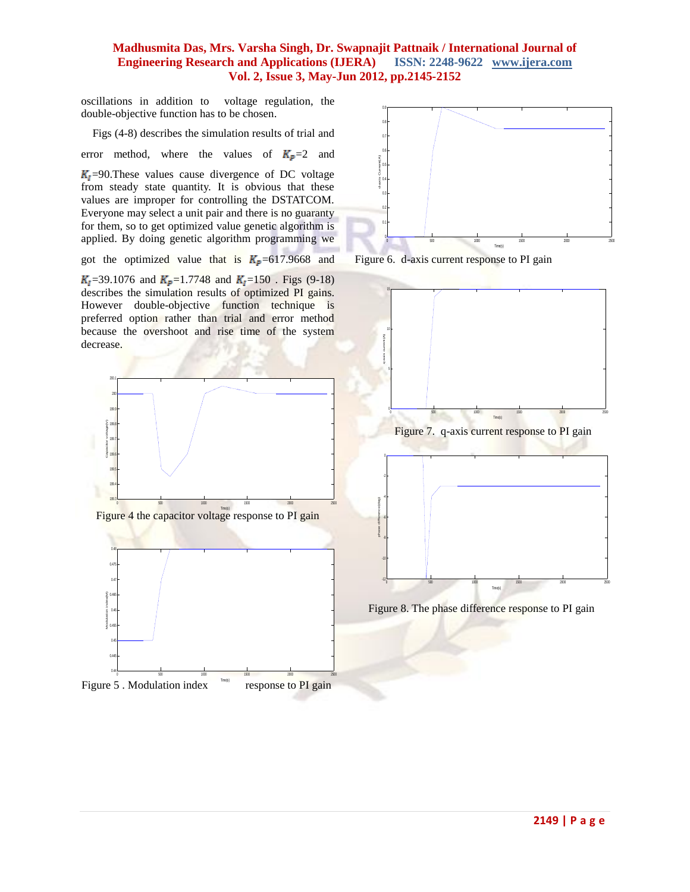oscillations in addition to voltage regulation, the double-objective function has to be chosen.

Figs (4-8) describes the simulation results of trial and error method, where the values of $K_P$=2 and $K_I$=90.These values cause divergence of DC voltage from steady state quantity. It is obvious that these values are improper for controlling the DSTATCOM. Everyone may select a unit pair and there is no guaranty for them, so to get optimized value genetic algorithm is applied. By doing genetic algorithm programming we got the optimized value that is $K_P$=617.9668 and $K_I$=39.1076 and $K_P$=1.7748 and $K_I$=150 . Figs (9-18) describes the simulation results of optimized PI gains. However double-objective function technique is preferred option rather than trial and error method because the overshoot and rise time of the system decrease.

Figure 4 the capacitor voltage response to PI gain

Figure 5 . Modulation index response to PI gain

Figure 6. d-axis current response to PI gain

Figure 7. q-axis current response to PI gain

Figure 8. The phase difference response to PI gain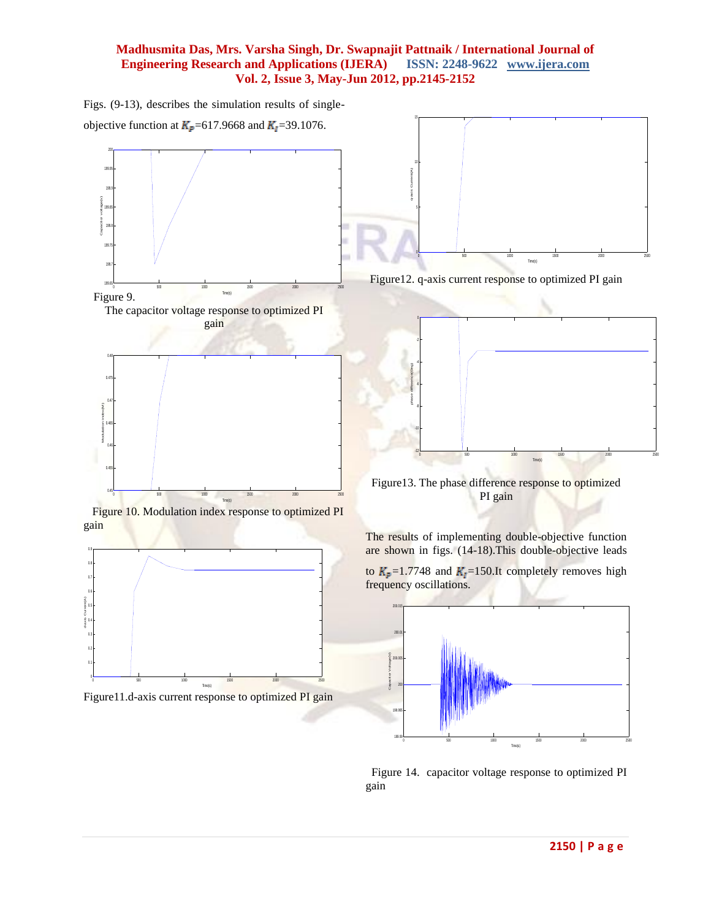Figs. (9-13), describes the simulation results of single-objective function at $K_P$=617.9668 and $K_I$=39.1076.

Figure 9. The capacitor voltage response to optimized PI gain

Figure 10. Modulation index response to optimized PI gain

Figure11.d-axis current response to optimized PI gain

Figure12. q-axis current response to optimized PI gain

Figure13. The phase difference response to optimized PI gain

The results of implementing double-objective function are shown in figs. (14-18).This double-objective leads to $K_P$=1.7748 and $K_I$=150.It completely removes high frequency oscillations.

Figure 14. capacitor voltage response to optimized PI gain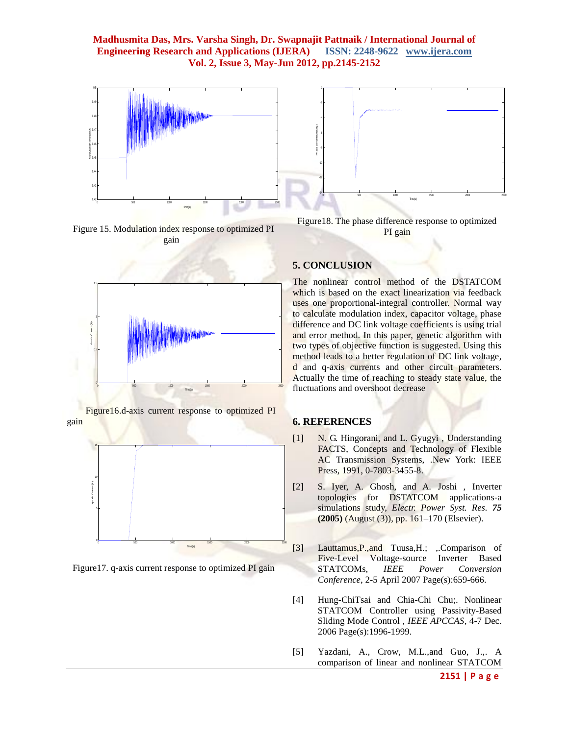Figure 15. Modulation index response to optimized PI gain

Figure16.d-axis current response to optimized PI gain

Figure17. q-axis current response to optimized PI gain

Figure18. The phase difference response to optimized PI gain

## 5. CONCLUSION

The nonlinear control method of the DSTATCOM which is based on the exact linearization via feedback uses one proportional-integral controller. Normal way to calculate modulation index, capacitor voltage, phase difference and DC link voltage coefficients is using trial and error method. In this paper, genetic algorithm with two types of objective function is suggested. Using this method leads to a better regulation of DC link voltage, d and q-axis currents and other circuit parameters. Actually the time of reaching to steady state value, the fluctuations and overshoot decrease

## 6. REFERENCES

[1] N. G. Hingorani, and L. Gyugyi , Understanding FACTS, Concepts and Technology of Flexible AC Transmission Systems, .New York: IEEE Press, 1991, 0-7803-3455-8.

[2] S. Iyer, A. Ghosh, and A. Joshi , Inverter topologies for DSTATCOM applications-a simulations study, *Electr. Power Syst. Res.* ***75*** **(2005)** (August (3)), pp. 161–170 (Elsevier).

[3] Lauttamus,P.,and Tuusa,H.; ,.Comparison of Five-Level Voltage-source Inverter Based STATCOMs, *IEEE Power Conversion Conference*, 2-5 April 2007 Page(s):659-666.

[4] Hung-ChiTsai and Chia-Chi Chu;. Nonlinear STATCOM Controller using Passivity-Based Sliding Mode Control , *IEEE APCCAS*, 4-7 Dec. 2006 Page(s):1996-1999.

[5] Yazdani, A., Crow, M.L.,and Guo, J.,. A comparison of linear and nonlinear STATCOM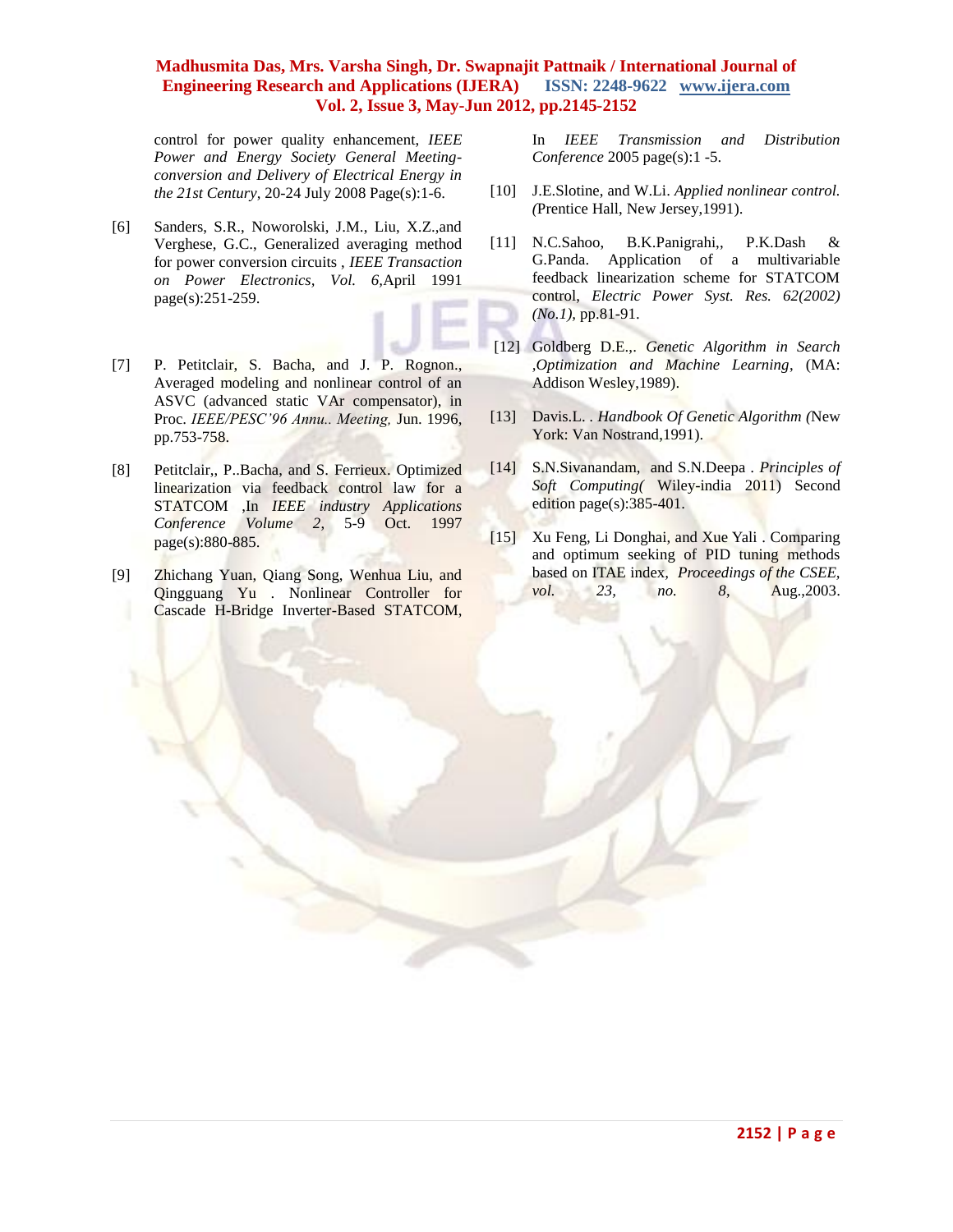control for power quality enhancement, *IEEE Power and Energy Society General Meeting-conversion and Delivery of Electrical Energy in the 21st Century*, 20-24 July 2008 Page(s):1-6.

[6] Sanders, S.R., Noworolski, J.M., Liu, X.Z.,and Verghese, G.C., Generalized averaging method for power conversion circuits , *IEEE Transaction on Power Electronics, Vol. 6,*April 1991 page(s):251-259.

[7] P. Petitclair, S. Bacha, and J. P. Rognon., Averaged modeling and nonlinear control of an ASVC (advanced static VAr compensator), in Proc. *IEEE/PESC'96 Annu.. Meeting,* Jun. 1996, pp.753-758.

[8] Petitclair,, P..Bacha, and S. Ferrieux. Optimized linearization via feedback control law for a STATCOM ,In *IEEE industry Applications Conference Volume 2*, 5-9 Oct. 1997 page(s):880-885.

[9] Zhichang Yuan, Qiang Song, Wenhua Liu, and Qingguang Yu . Nonlinear Controller for Cascade H-Bridge Inverter-Based STATCOM, In *IEEE Transmission and Distribution Conference* 2005 page(s):1 -5.

[10] J.E.Slotine, and W.Li. *Applied nonlinear control. (*Prentice Hall, New Jersey,1991).

[11] N.C.Sahoo, B.K.Panigrahi,, P.K.Dash & G.Panda. Application of a multivariable feedback linearization scheme for STATCOM control, *Electric Power Syst. Res. 62(2002) (No.1)*, pp.81-91.

[12] Goldberg D.E.,. *Genetic Algorithm in Search ,Optimization and Machine Learning*, (MA: Addison Wesley,1989).

[13] Davis.L. . *Handbook Of Genetic Algorithm (*New York: Van Nostrand,1991).

[14] S.N.Sivanandam, and S.N.Deepa . *Principles of Soft Computing(* Wiley-india 2011) Second edition page(s):385-401.

[15] Xu Feng, Li Donghai, and Xue Yali . Comparing and optimum seeking of PID tuning methods based on ITAE index, *Proceedings of the CSEE, vol. 23, no. 8*, Aug.,2003.